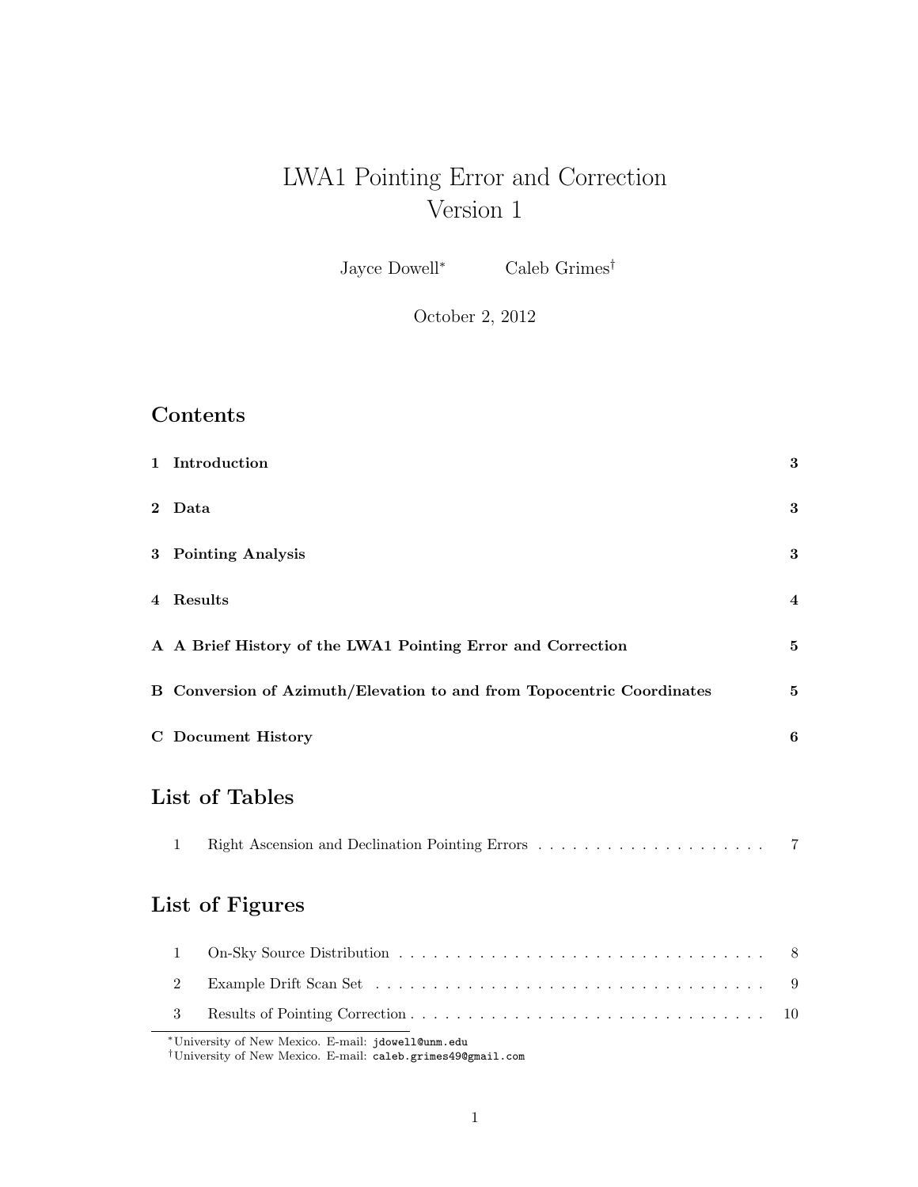# LWA1 Pointing Error and Correction
# Version 1

Jayce Dowell[*] Caleb Grimes[†]

October 2, 2012

## Contents

**1 Introduction** **3**

**2 Data** **3**

**3 Pointing Analysis** **3**

**4 Results** **4**

**A A Brief History of the LWA1 Pointing Error and Correction** **5**

**B Conversion of Azimuth/Elevation to and from Topocentric Coordinates** **5**

**C Document History** **6**

## List of Tables

1 Right Ascension and Declination Pointing Errors . . . . . . . . . . . . . . . . . . . . 7

## List of Figures

1 On-Sky Source Distribution . . . . . . . . . . . . . . . . . . . . . . . . . . . . . . . . 8

2 Example Drift Scan Set . . . . . . . . . . . . . . . . . . . . . . . . . . . . . . . . . . 9

3 Results of Pointing Correction . . . . . . . . . . . . . . . . . . . . . . . . . . . . . . 10

---

[*] University of New Mexico. E-mail: `jdowell@unm.edu`

[†] University of New Mexico. E-mail: `caleb.grimes49@gmail.com`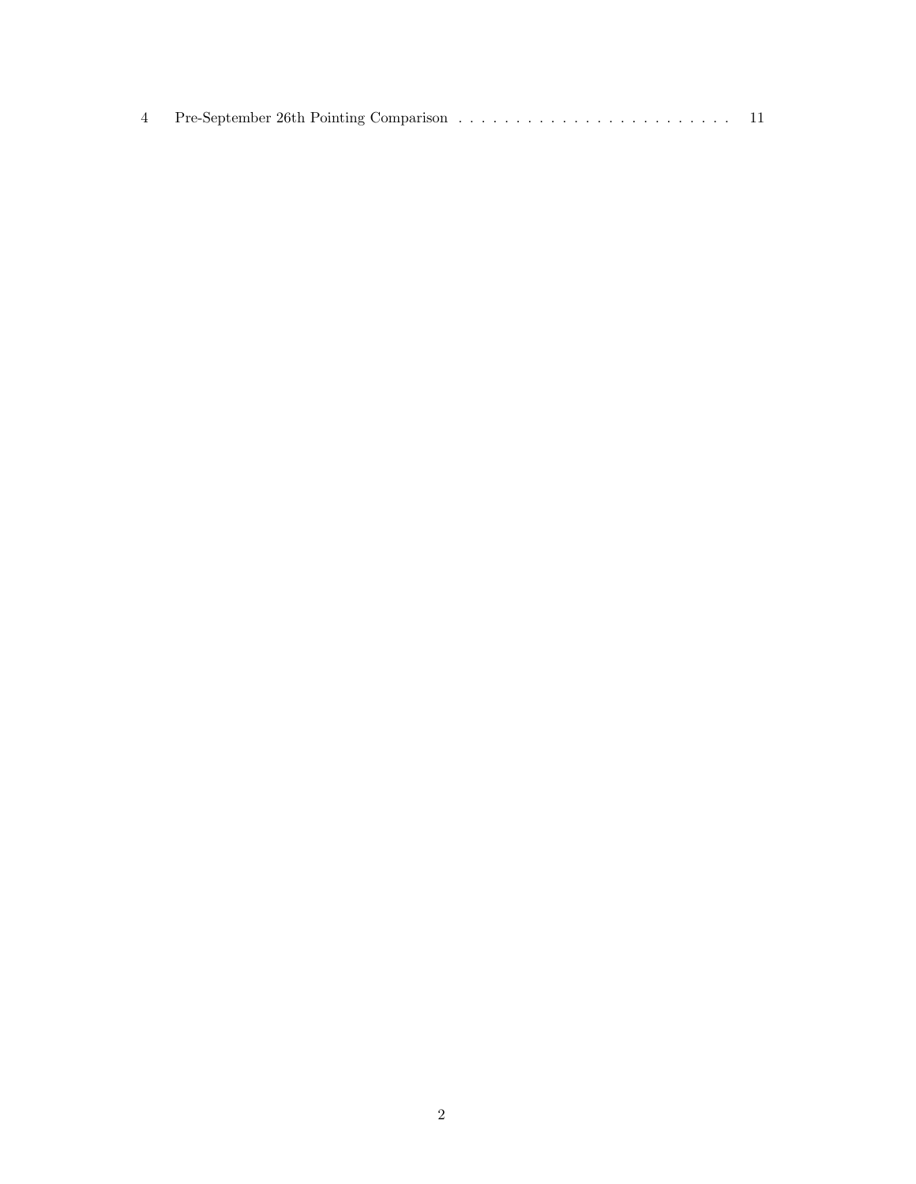4 Pre-September 26th Pointing Comparison . . . . . . . . . . . . . . . . . . . . . . . . . 11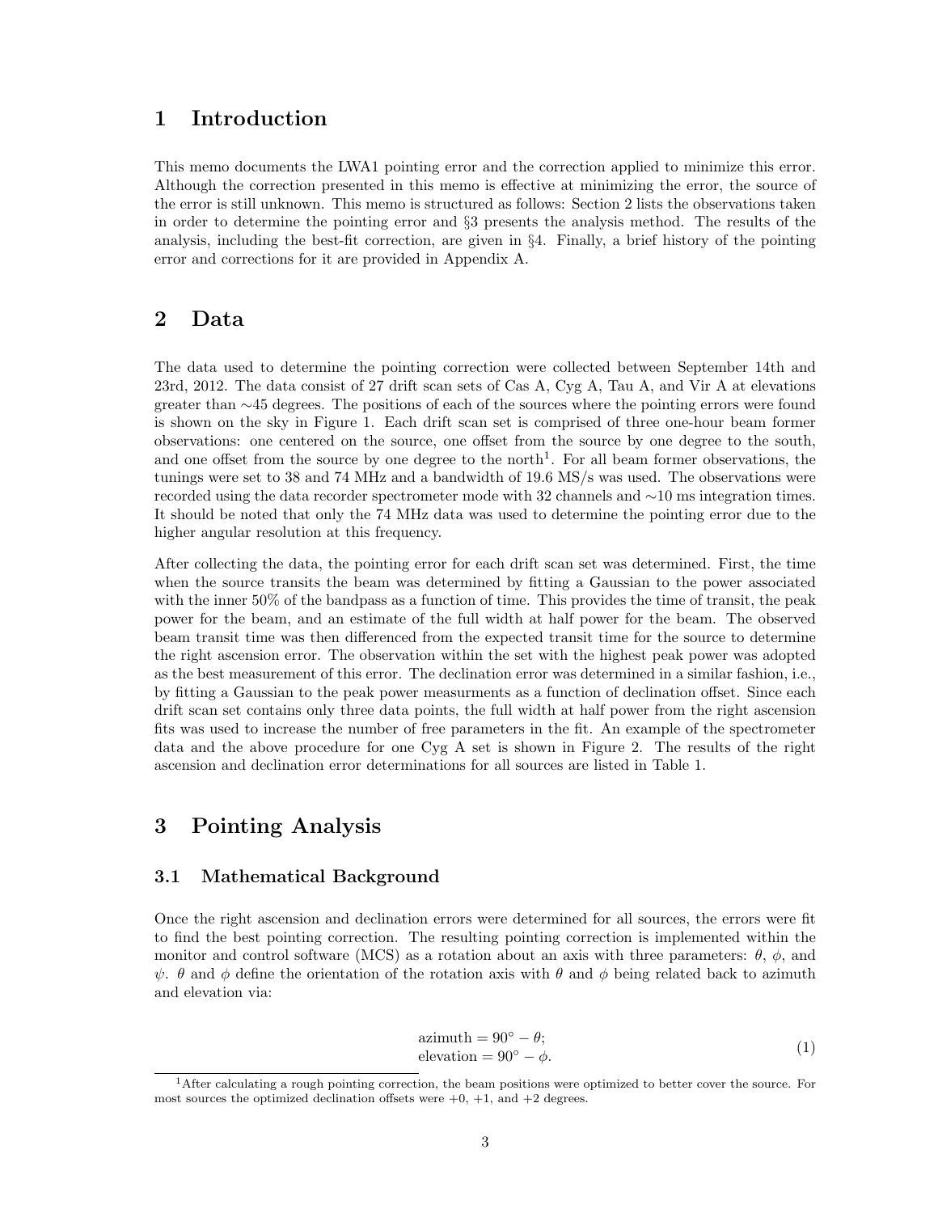# 1 Introduction

This memo documents the LWA1 pointing error and the correction applied to minimize this error. Although the correction presented in this memo is effective at minimizing the error, the source of the error is still unknown. This memo is structured as follows: Section 2 lists the observations taken in order to determine the pointing error and §3 presents the analysis method. The results of the analysis, including the best-fit correction, are given in §4. Finally, a brief history of the pointing error and corrections for it are provided in Appendix A.

# 2 Data

The data used to determine the pointing correction were collected between September 14th and 23rd, 2012. The data consist of 27 drift scan sets of Cas A, Cyg A, Tau A, and Vir A at elevations greater than ∼45 degrees. The positions of each of the sources where the pointing errors were found is shown on the sky in Figure 1. Each drift scan set is comprised of three one-hour beam former observations: one centered on the source, one offset from the source by one degree to the south, and one offset from the source by one degree to the north[1]. For all beam former observations, the tunings were set to 38 and 74 MHz and a bandwidth of 19.6 MS/s was used. The observations were recorded using the data recorder spectrometer mode with 32 channels and ∼10 ms integration times. It should be noted that only the 74 MHz data was used to determine the pointing error due to the higher angular resolution at this frequency.

After collecting the data, the pointing error for each drift scan set was determined. First, the time when the source transits the beam was determined by fitting a Gaussian to the power associated with the inner 50% of the bandpass as a function of time. This provides the time of transit, the peak power for the beam, and an estimate of the full width at half power for the beam. The observed beam transit time was then differenced from the expected transit time for the source to determine the right ascension error. The observation within the set with the highest peak power was adopted as the best measurement of this error. The declination error was determined in a similar fashion, i.e., by fitting a Gaussian to the peak power measurments as a function of declination offset. Since each drift scan set contains only three data points, the full width at half power from the right ascension fits was used to increase the number of free parameters in the fit. An example of the spectrometer data and the above procedure for one Cyg A set is shown in Figure 2. The results of the right ascension and declination error determinations for all sources are listed in Table 1.

# 3 Pointing Analysis

## 3.1 Mathematical Background

Once the right ascension and declination errors were determined for all sources, the errors were fit to find the best pointing correction. The resulting pointing correction is implemented within the monitor and control software (MCS) as a rotation about an axis with three parameters: $\theta$, $\phi$, and $\psi$. $\theta$ and $\phi$ define the orientation of the rotation axis with $\theta$ and $\phi$ being related back to azimuth and elevation via:

$$
\begin{aligned}
\text{azimuth} &= 90^\circ - \theta; \\
\text{elevation} &= 90^\circ - \phi.
\end{aligned} \tag{1}
$$

[1] After calculating a rough pointing correction, the beam positions were optimized to better cover the source. For most sources the optimized declination offsets were +0, +1, and +2 degrees.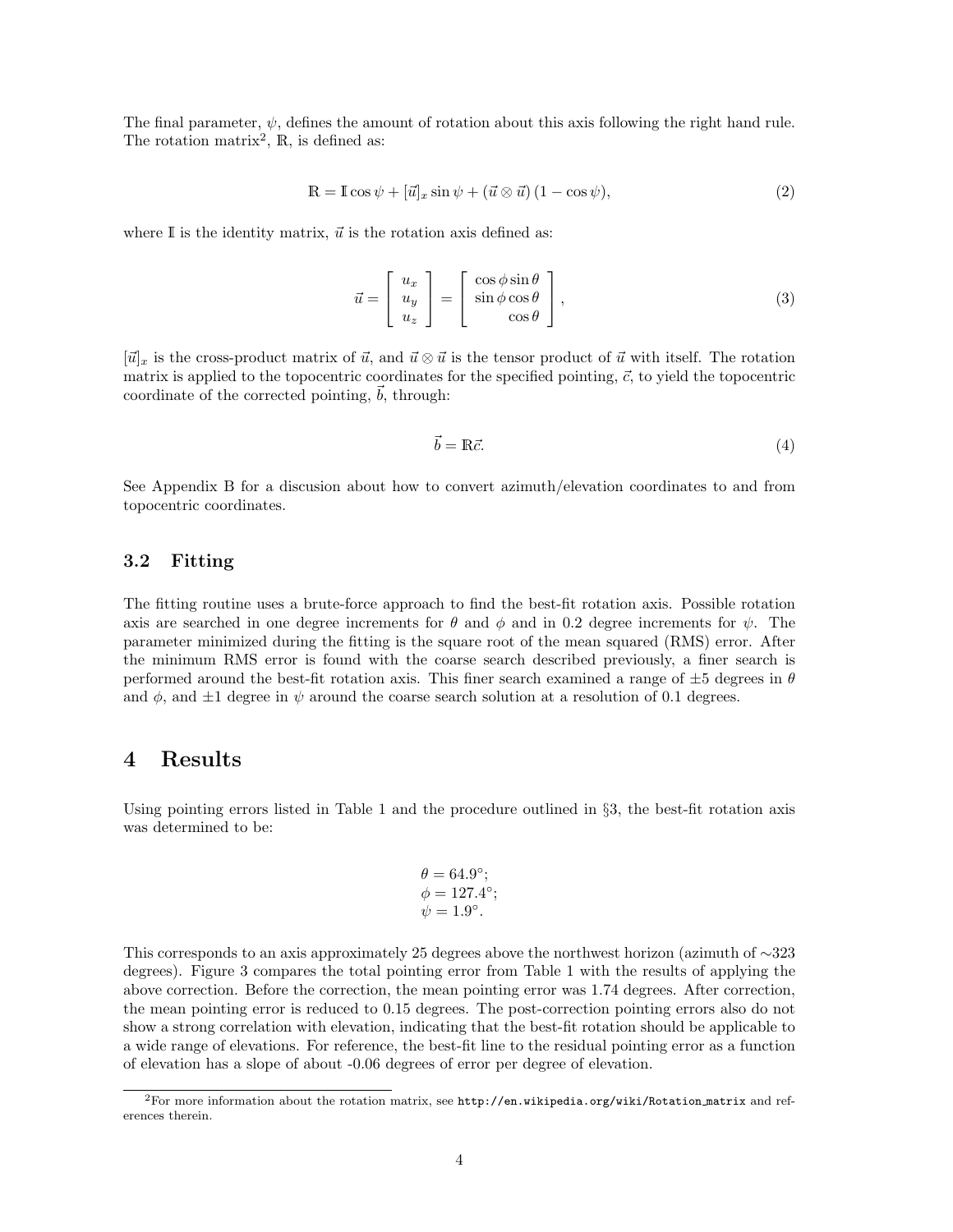The final parameter, $\psi$, defines the amount of rotation about this axis following the right hand rule. The rotation matrix[2], $\mathbb{R}$, is defined as:

$$\mathbb{R} = \mathbb{I}\cos\psi + [\vec{u}]_x \sin\psi + (\vec{u} \otimes \vec{u})\,(1 - \cos\psi), \tag{2}$$

where $\mathbb{I}$ is the identity matrix, $\vec{u}$ is the rotation axis defined as:

$$\vec{u} = \begin{bmatrix} u_x \\ u_y \\ u_z \end{bmatrix} = \begin{bmatrix} \cos\phi\sin\theta \\ \sin\phi\cos\theta \\ \cos\theta \end{bmatrix}, \tag{3}$$

$[\vec{u}]_x$ is the cross-product matrix of $\vec{u}$, and $\vec{u} \otimes \vec{u}$ is the tensor product of $\vec{u}$ with itself. The rotation matrix is applied to the topocentric coordinates for the specified pointing, $\vec{c}$, to yield the topocentric coordinate of the corrected pointing, $\vec{b}$, through:

$$\vec{b} = \mathbb{R}\vec{c}. \tag{4}$$

See Appendix B for a discusion about how to convert azimuth/elevation coordinates to and from topocentric coordinates.

### 3.2 Fitting

The fitting routine uses a brute-force approach to find the best-fit rotation axis. Possible rotation axis are searched in one degree increments for $\theta$ and $\phi$ and in 0.2 degree increments for $\psi$. The parameter minimized during the fitting is the square root of the mean squared (RMS) error. After the minimum RMS error is found with the coarse search described previously, a finer search is performed around the best-fit rotation axis. This finer search examined a range of $\pm 5$ degrees in $\theta$ and $\phi$, and $\pm 1$ degree in $\psi$ around the coarse search solution at a resolution of 0.1 degrees.

## 4 Results

Using pointing errors listed in Table 1 and the procedure outlined in §3, the best-fit rotation axis was determined to be:

$$\theta = 64.9^\circ;$$
$$\phi = 127.4^\circ;$$
$$\psi = 1.9^\circ.$$

This corresponds to an axis approximately 25 degrees above the northwest horizon (azimuth of ∼323 degrees). Figure 3 compares the total pointing error from Table 1 with the results of applying the above correction. Before the correction, the mean pointing error was 1.74 degrees. After correction, the mean pointing error is reduced to 0.15 degrees. The post-correction pointing errors also do not show a strong correlation with elevation, indicating that the best-fit rotation should be applicable to a wide range of elevations. For reference, the best-fit line to the residual pointing error as a function of elevation has a slope of about -0.06 degrees of error per degree of elevation.

[2] For more information about the rotation matrix, see `http://en.wikipedia.org/wiki/Rotation_matrix` and references therein.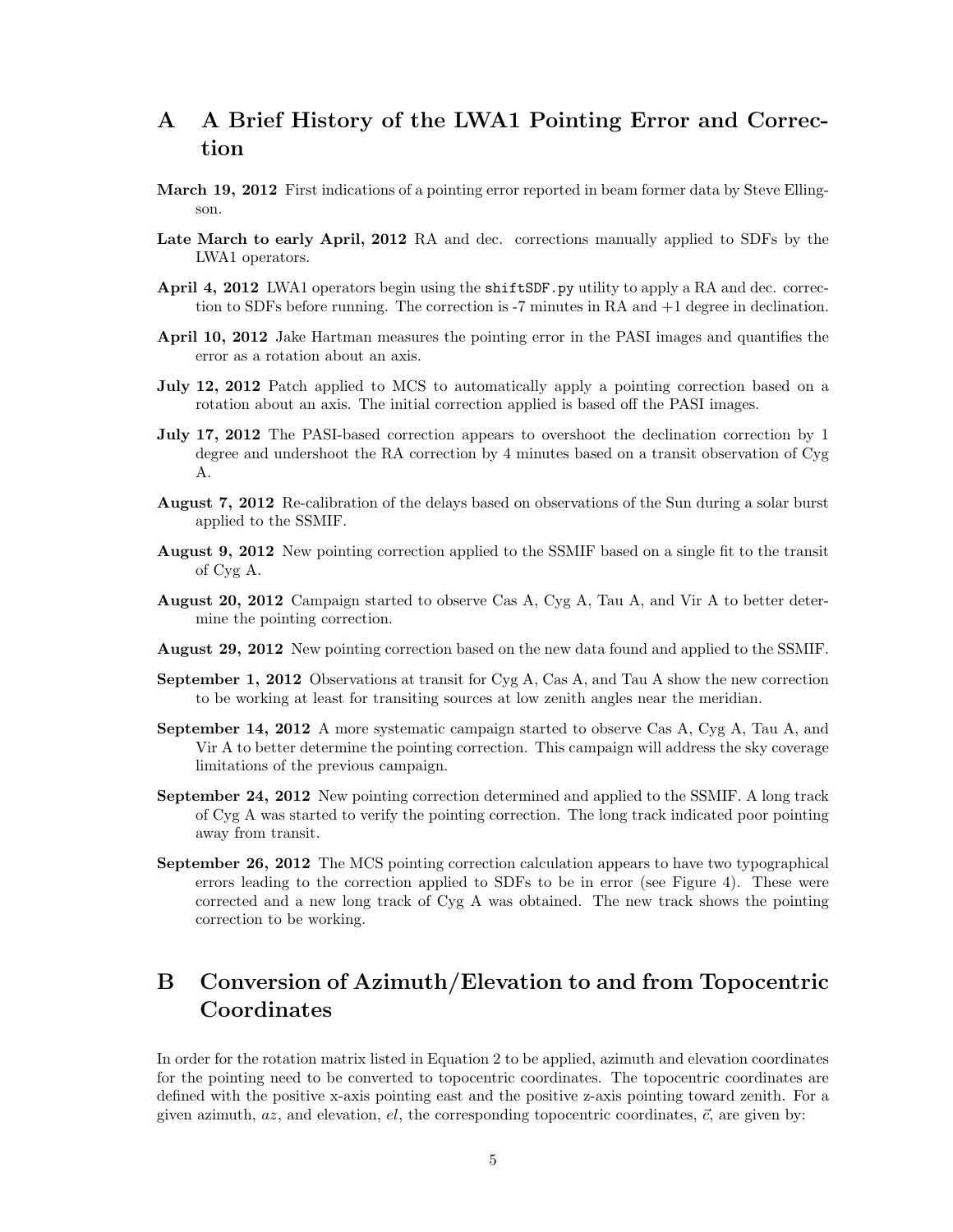# A A Brief History of the LWA1 Pointing Error and Correction

**March 19, 2012** First indications of a pointing error reported in beam former data by Steve Ellingson.

**Late March to early April, 2012** RA and dec. corrections manually applied to SDFs by the LWA1 operators.

**April 4, 2012** LWA1 operators begin using the `shiftSDF.py` utility to apply a RA and dec. correction to SDFs before running. The correction is -7 minutes in RA and +1 degree in declination.

**April 10, 2012** Jake Hartman measures the pointing error in the PASI images and quantifies the error as a rotation about an axis.

**July 12, 2012** Patch applied to MCS to automatically apply a pointing correction based on a rotation about an axis. The initial correction applied is based off the PASI images.

**July 17, 2012** The PASI-based correction appears to overshoot the declination correction by 1 degree and undershoot the RA correction by 4 minutes based on a transit observation of Cyg A.

**August 7, 2012** Re-calibration of the delays based on observations of the Sun during a solar burst applied to the SSMIF.

**August 9, 2012** New pointing correction applied to the SSMIF based on a single fit to the transit of Cyg A.

**August 20, 2012** Campaign started to observe Cas A, Cyg A, Tau A, and Vir A to better determine the pointing correction.

**August 29, 2012** New pointing correction based on the new data found and applied to the SSMIF.

**September 1, 2012** Observations at transit for Cyg A, Cas A, and Tau A show the new correction to be working at least for transiting sources at low zenith angles near the meridian.

**September 14, 2012** A more systematic campaign started to observe Cas A, Cyg A, Tau A, and Vir A to better determine the pointing correction. This campaign will address the sky coverage limitations of the previous campaign.

**September 24, 2012** New pointing correction determined and applied to the SSMIF. A long track of Cyg A was started to verify the pointing correction. The long track indicated poor pointing away from transit.

**September 26, 2012** The MCS pointing correction calculation appears to have two typographical errors leading to the correction applied to SDFs to be in error (see Figure 4). These were corrected and a new long track of Cyg A was obtained. The new track shows the pointing correction to be working.

# B Conversion of Azimuth/Elevation to and from Topocentric Coordinates

In order for the rotation matrix listed in Equation 2 to be applied, azimuth and elevation coordinates for the pointing need to be converted to topocentric coordinates. The topocentric coordinates are defined with the positive x-axis pointing east and the positive z-axis pointing toward zenith. For a given azimuth, $az$, and elevation, $el$, the corresponding topocentric coordinates, $\vec{c}$, are given by: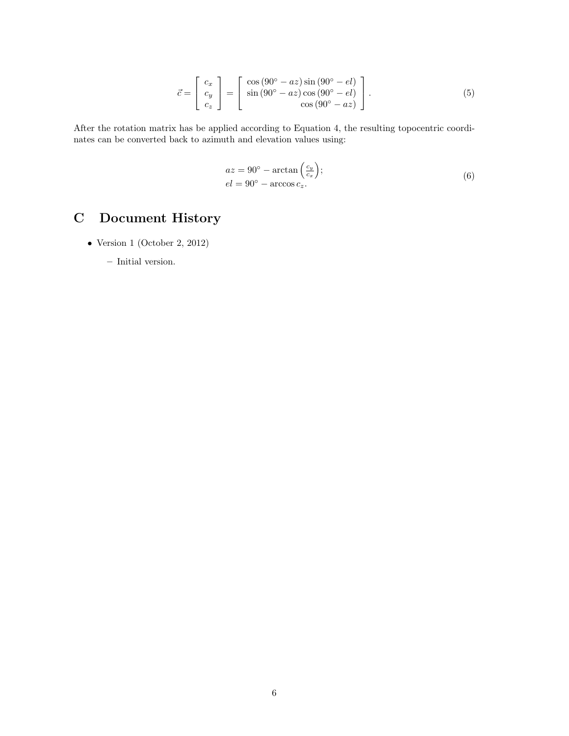$$\vec{c} = \begin{bmatrix} c_x \\ c_y \\ c_z \end{bmatrix} = \begin{bmatrix} \cos(90^\circ - az)\sin(90^\circ - el) \\ \sin(90^\circ - az)\cos(90^\circ - el) \\ \cos(90^\circ - az) \end{bmatrix}. \tag{5}$$

After the rotation matrix has be applied according to Equation 4, the resulting topocentric coordinates can be converted back to azimuth and elevation values using:

$$\begin{aligned} az &= 90^\circ - \arctan\left(\frac{c_y}{c_x}\right); \\ el &= 90^\circ - \arccos c_z. \end{aligned} \tag{6}$$

# C Document History

- Version 1 (October 2, 2012)
  - Initial version.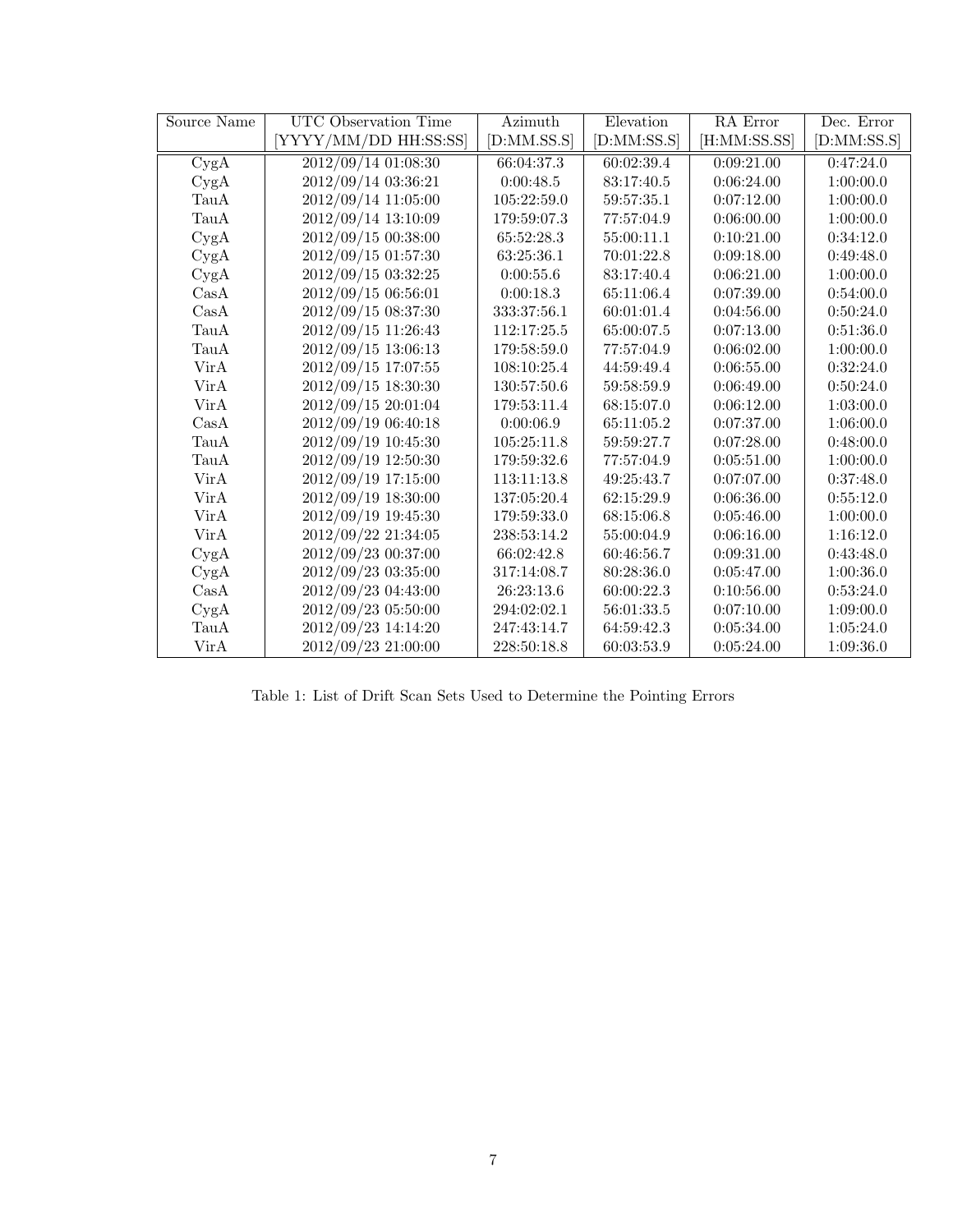| Source Name | UTC Observation Time [YYYY/MM/DD HH:SS:SS] | Azimuth [D:MM.SS.S] | Elevation [D:MM:SS.S] | RA Error [H:MM:SS.SS] | Dec. Error [D:MM:SS.S] |
|---|---|---|---|---|---|
| CygA | 2012/09/14 01:08:30 | 66:04:37.3 | 60:02:39.4 | 0:09:21.00 | 0:47:24.0 |
| CygA | 2012/09/14 03:36:21 | 0:00:48.5 | 83:17:40.5 | 0:06:24.00 | 1:00:00.0 |
| TauA | 2012/09/14 11:05:00 | 105:22:59.0 | 59:57:35.1 | 0:07:12.00 | 1:00:00.0 |
| TauA | 2012/09/14 13:10:09 | 179:59:07.3 | 77:57:04.9 | 0:06:00.00 | 1:00:00.0 |
| CygA | 2012/09/15 00:38:00 | 65:52:28.3 | 55:00:11.1 | 0:10:21.00 | 0:34:12.0 |
| CygA | 2012/09/15 01:57:30 | 63:25:36.1 | 70:01:22.8 | 0:09:18.00 | 0:49:48.0 |
| CygA | 2012/09/15 03:32:25 | 0:00:55.6 | 83:17:40.4 | 0:06:21.00 | 1:00:00.0 |
| CasA | 2012/09/15 06:56:01 | 0:00:18.3 | 65:11:06.4 | 0:07:39.00 | 0:54:00.0 |
| CasA | 2012/09/15 08:37:30 | 333:37:56.1 | 60:01:01.4 | 0:04:56.00 | 0:50:24.0 |
| TauA | 2012/09/15 11:26:43 | 112:17:25.5 | 65:00:07.5 | 0:07:13.00 | 0:51:36.0 |
| TauA | 2012/09/15 13:06:13 | 179:58:59.0 | 77:57:04.9 | 0:06:02.00 | 1:00:00.0 |
| VirA | 2012/09/15 17:07:55 | 108:10:25.4 | 44:59:49.4 | 0:06:55.00 | 0:32:24.0 |
| VirA | 2012/09/15 18:30:30 | 130:57:50.6 | 59:58:59.9 | 0:06:49.00 | 0:50:24.0 |
| VirA | 2012/09/15 20:01:04 | 179:53:11.4 | 68:15:07.0 | 0:06:12.00 | 1:03:00.0 |
| CasA | 2012/09/19 06:40:18 | 0:00:06.9 | 65:11:05.2 | 0:07:37.00 | 1:06:00.0 |
| TauA | 2012/09/19 10:45:30 | 105:25:11.8 | 59:59:27.7 | 0:07:28.00 | 0:48:00.0 |
| TauA | 2012/09/19 12:50:30 | 179:59:32.6 | 77:57:04.9 | 0:05:51.00 | 1:00:00.0 |
| VirA | 2012/09/19 17:15:00 | 113:11:13.8 | 49:25:43.7 | 0:07:07.00 | 0:37:48.0 |
| VirA | 2012/09/19 18:30:00 | 137:05:20.4 | 62:15:29.9 | 0:06:36.00 | 0:55:12.0 |
| VirA | 2012/09/19 19:45:30 | 179:59:33.0 | 68:15:06.8 | 0:05:46.00 | 1:00:00.0 |
| VirA | 2012/09/22 21:34:05 | 238:53:14.2 | 55:00:04.9 | 0:06:16.00 | 1:16:12.0 |
| CygA | 2012/09/23 00:37:00 | 66:02:42.8 | 60:46:56.7 | 0:09:31.00 | 0:43:48.0 |
| CygA | 2012/09/23 03:35:00 | 317:14:08.7 | 80:28:36.0 | 0:05:47.00 | 1:00:36.0 |
| CasA | 2012/09/23 04:43:00 | 26:23:13.6 | 60:00:22.3 | 0:10:56.00 | 0:53:24.0 |
| CygA | 2012/09/23 05:50:00 | 294:02:02.1 | 56:01:33.5 | 0:07:10.00 | 1:09:00.0 |
| TauA | 2012/09/23 14:14:20 | 247:43:14.7 | 64:59:42.3 | 0:05:34.00 | 1:05:24.0 |
| VirA | 2012/09/23 21:00:00 | 228:50:18.8 | 60:03:53.9 | 0:05:24.00 | 1:09:36.0 |

Table 1: List of Drift Scan Sets Used to Determine the Pointing Errors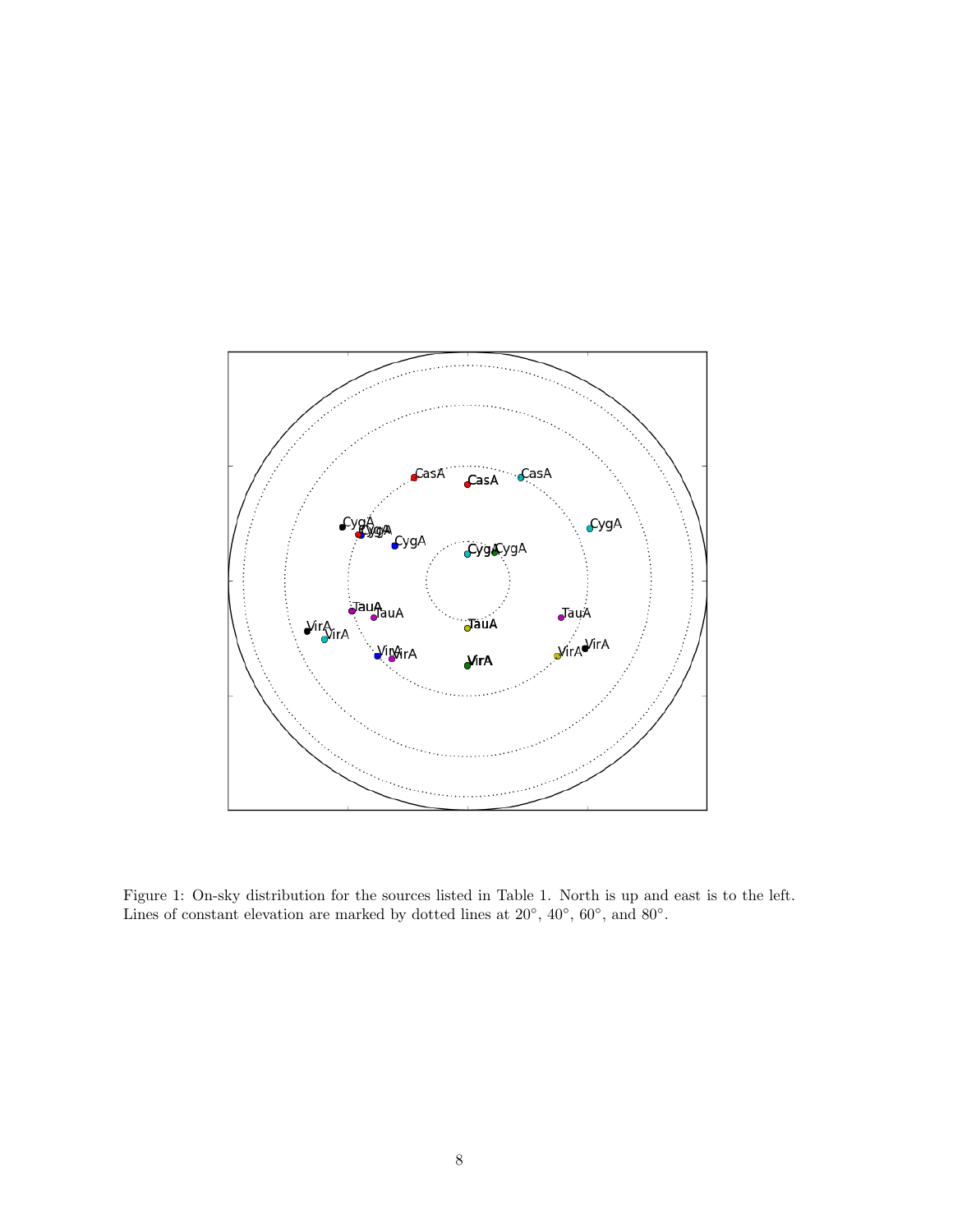CasA
CasA
CasA
CygA
CygA
CygA
CygA
CygA
CygA
TauA
TauA
TauA
TauA
VirA
VirA
VirA
VirA
VirA
VirA
VirA

Figure 1: On-sky distribution for the sources listed in Table 1. North is up and east is to the left. Lines of constant elevation are marked by dotted lines at 20°, 40°, 60°, and 80°.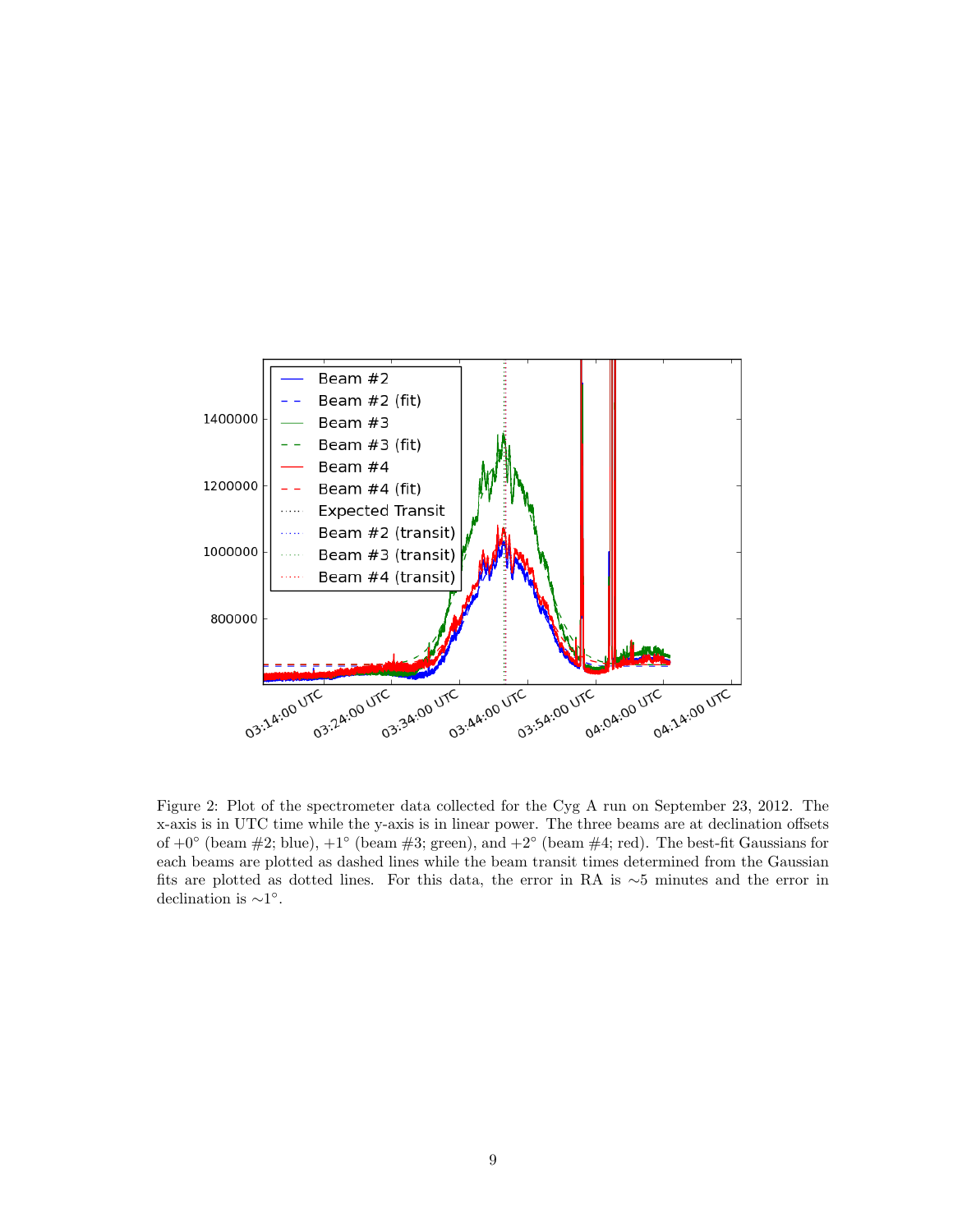Beam #2
Beam #2 (fit)
Beam #3
Beam #3 (fit)
Beam #4
Beam #4 (fit)
Expected Transit
Beam #2 (transit)
Beam #3 (transit)
Beam #4 (transit)

1400000
1200000
1000000
800000

03:14:00 UTC
03:24:00 UTC
03:34:00 UTC
03:44:00 UTC
03:54:00 UTC
04:04:00 UTC
04:14:00 UTC

Figure 2: Plot of the spectrometer data collected for the Cyg A run on September 23, 2012. The x-axis is in UTC time while the y-axis is in linear power. The three beams are at declination offsets of $+0^\circ$ (beam #2; blue), $+1^\circ$ (beam #3; green), and $+2^\circ$ (beam #4; red). The best-fit Gaussians for each beams are plotted as dashed lines while the beam transit times determined from the Gaussian fits are plotted as dotted lines. For this data, the error in RA is $\sim$5 minutes and the error in declination is $\sim 1^\circ$.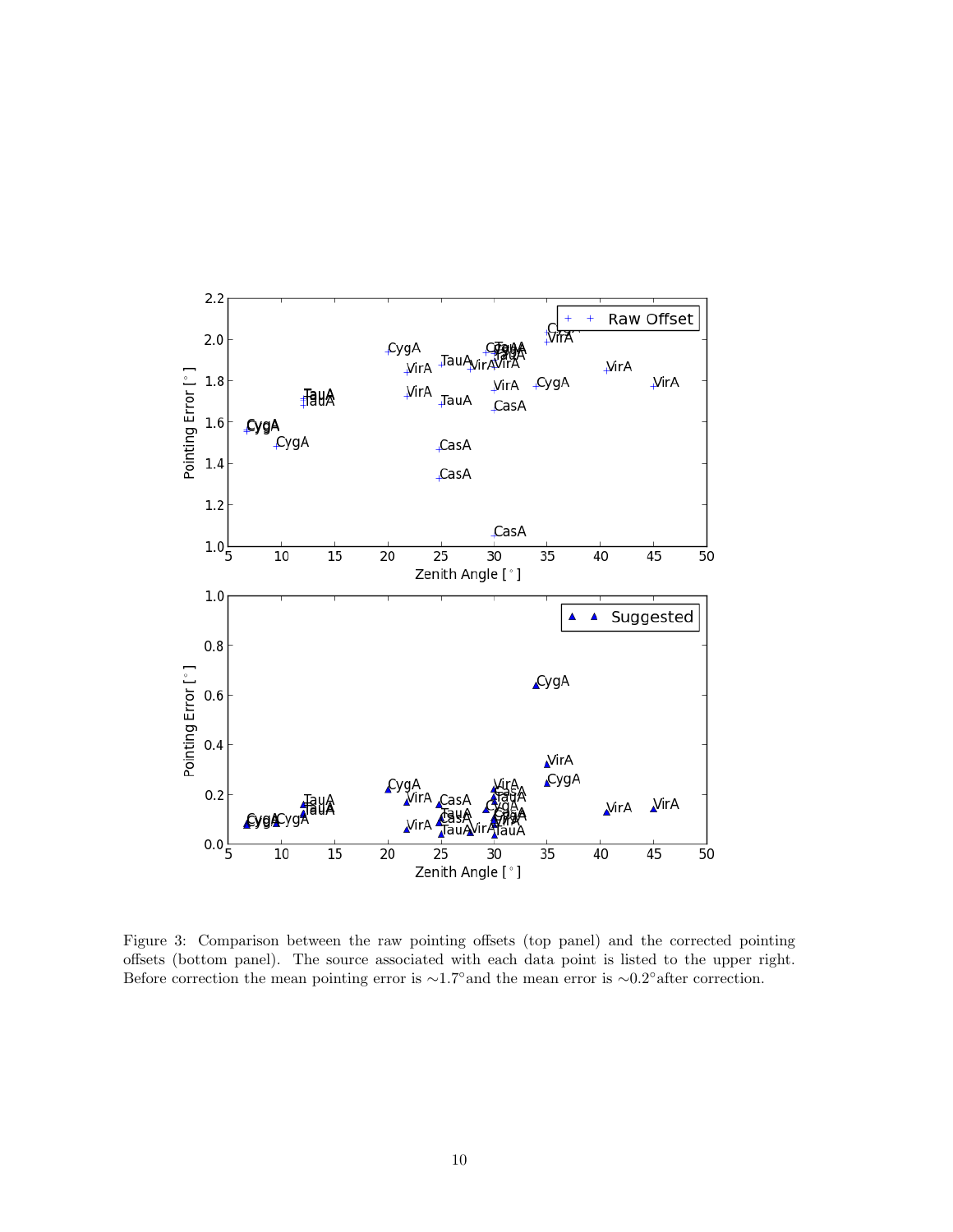2.2
2.0
1.8
1.6
1.4
1.2
1.0
Pointing Error [°]
5 10 15 20 25 30 35 40 45 50
Zenith Angle [°]
Raw Offset
CygA VirA TauA CasA

1.0
0.8
0.6
0.4
0.2
0.0
Pointing Error [°]
5 10 15 20 25 30 35 40 45 50
Zenith Angle [°]
Suggested
CygA VirA TauA CasA

Figure 3: Comparison between the raw pointing offsets (top panel) and the corrected pointing offsets (bottom panel). The source associated with each data point is listed to the upper right. Before correction the mean pointing error is $\sim 1.7^{\circ}$and the mean error is $\sim 0.2^{\circ}$after correction.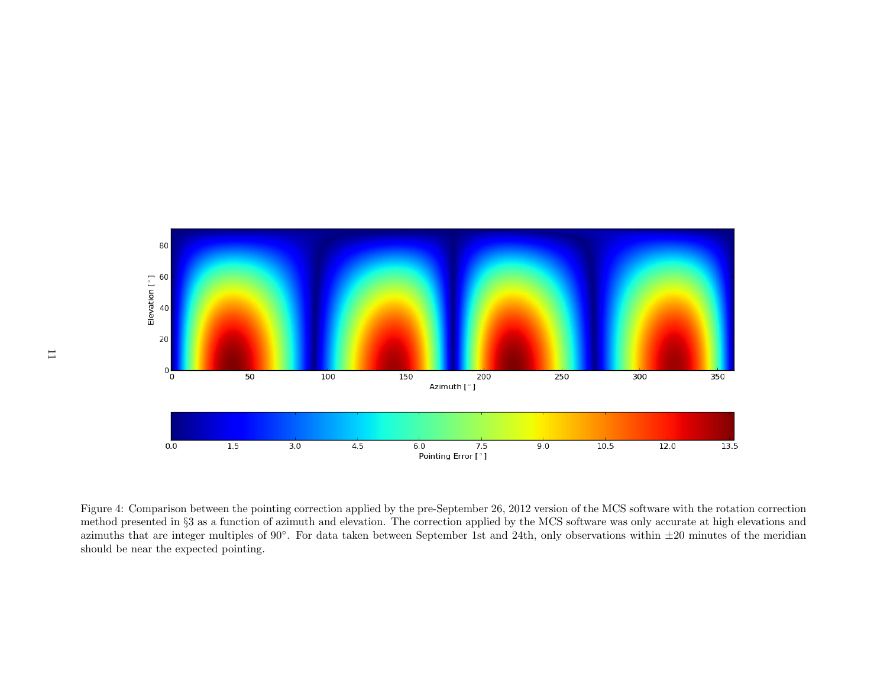Elevation [ ° ]

80

60

40

20

0

0

50

100

150

200

250

300

350

Azimuth [ ° ]

0.0

1.5

3.0

4.5

6.0

7.5

9.0

10.5

12.0

13.5

Pointing Error [ ° ]

Figure 4: Comparison between the pointing correction applied by the pre-September 26, 2012 version of the MCS software with the rotation correction method presented in §3 as a function of azimuth and elevation. The correction applied by the MCS software was only accurate at high elevations and azimuths that are integer multiples of 90°. For data taken between September 1st and 24th, only observations within ±20 minutes of the meridian should be near the expected pointing.